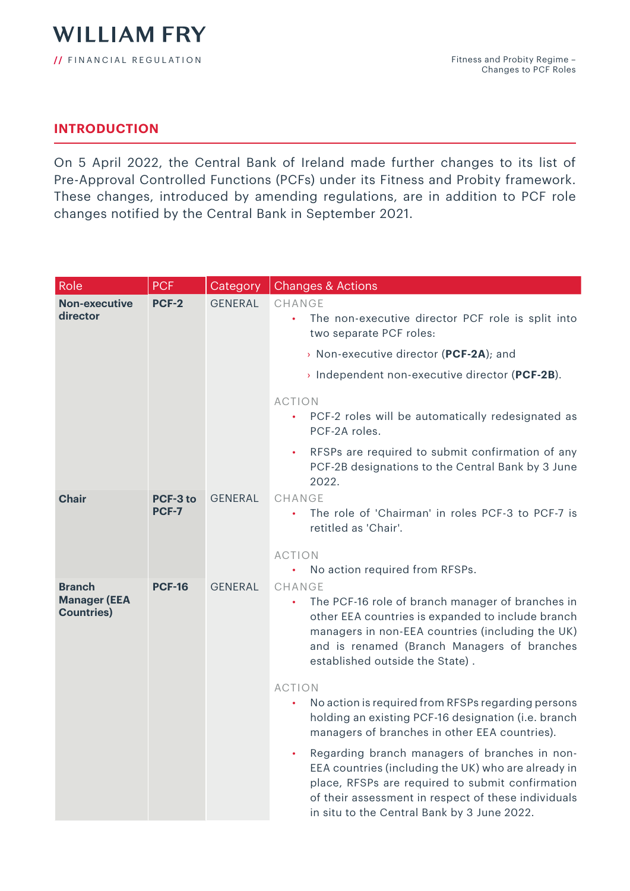## INTRODUCTION

On 5 April 2022, the Central Bank of Ireland made further changes to its list of Pre-Approval Controlled Functions (PCFs) under its Fitness and Probity framework. These changes, introduced by amending regulations, are in addition to PCF role changes notified by the Central Bank in September 2021.

| Role | PCF | Category | Changes & Actions |
|---|---|---|---|
| **Non-executive director** | **PCF-2** | GENERAL | CHANGE<br>• The non-executive director PCF role is split into two separate PCF roles:<br>› Non-executive director (**PCF-2A**); and<br>› Independent non-executive director (**PCF-2B**).<br><br>ACTION<br>• PCF-2 roles will be automatically redesignated as PCF-2A roles.<br>• RFSPs are required to submit confirmation of any PCF-2B designations to the Central Bank by 3 June 2022. |
| **Chair** | **PCF-3 to PCF-7** | GENERAL | CHANGE<br>• The role of 'Chairman' in roles PCF-3 to PCF-7 is retitled as 'Chair'.<br><br>ACTION<br>• No action required from RFSPs. |
| **Branch Manager (EEA Countries)** | **PCF-16** | GENERAL | CHANGE<br>• The PCF-16 role of branch manager of branches in other EEA countries is expanded to include branch managers in non-EEA countries (including the UK) and is renamed (Branch Managers of branches established outside the State) .<br><br>ACTION<br>• No action is required from RFSPs regarding persons holding an existing PCF-16 designation (i.e. branch managers of branches in other EEA countries).<br>• Regarding branch managers of branches in non-EEA countries (including the UK) who are already in place, RFSPs are required to submit confirmation of their assessment in respect of these individuals in situ to the Central Bank by 3 June 2022. |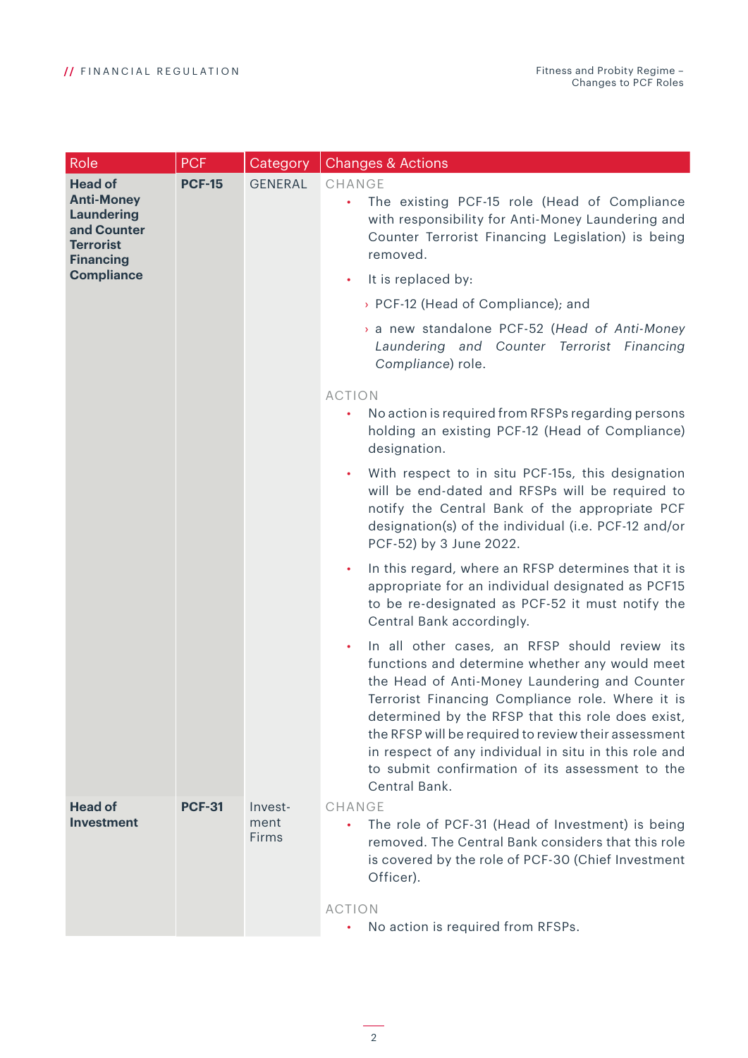| Role | PCF | Category | Changes & Actions |
|---|---|---|---|
| **Head of Anti-Money Laundering and Counter Terrorist Financing Compliance** | **PCF-15** | GENERAL | CHANGE<br>• The existing PCF-15 role (Head of Compliance with responsibility for Anti-Money Laundering and Counter Terrorist Financing Legislation) is being removed.<br>• It is replaced by:<br>› PCF-12 (Head of Compliance); and<br>› a new standalone PCF-52 (*Head of Anti-Money Laundering and Counter Terrorist Financing Compliance*) role.<br><br>ACTION<br>• No action is required from RFSPs regarding persons holding an existing PCF-12 (Head of Compliance) designation.<br>• With respect to in situ PCF-15s, this designation will be end-dated and RFSPs will be required to notify the Central Bank of the appropriate PCF designation(s) of the individual (i.e. PCF-12 and/or PCF-52) by 3 June 2022.<br>• In this regard, where an RFSP determines that it is appropriate for an individual designated as PCF15 to be re-designated as PCF-52 it must notify the Central Bank accordingly.<br>• In all other cases, an RFSP should review its functions and determine whether any would meet the Head of Anti-Money Laundering and Counter Terrorist Financing Compliance role. Where it is determined by the RFSP that this role does exist, the RFSP will be required to review their assessment in respect of any individual in situ in this role and to submit confirmation of its assessment to the Central Bank. |
| **Head of Investment** | **PCF-31** | Investment Firms | CHANGE<br>• The role of PCF-31 (Head of Investment) is being removed. The Central Bank considers that this role is covered by the role of PCF-30 (Chief Investment Officer).<br><br>ACTION<br>• No action is required from RFSPs. |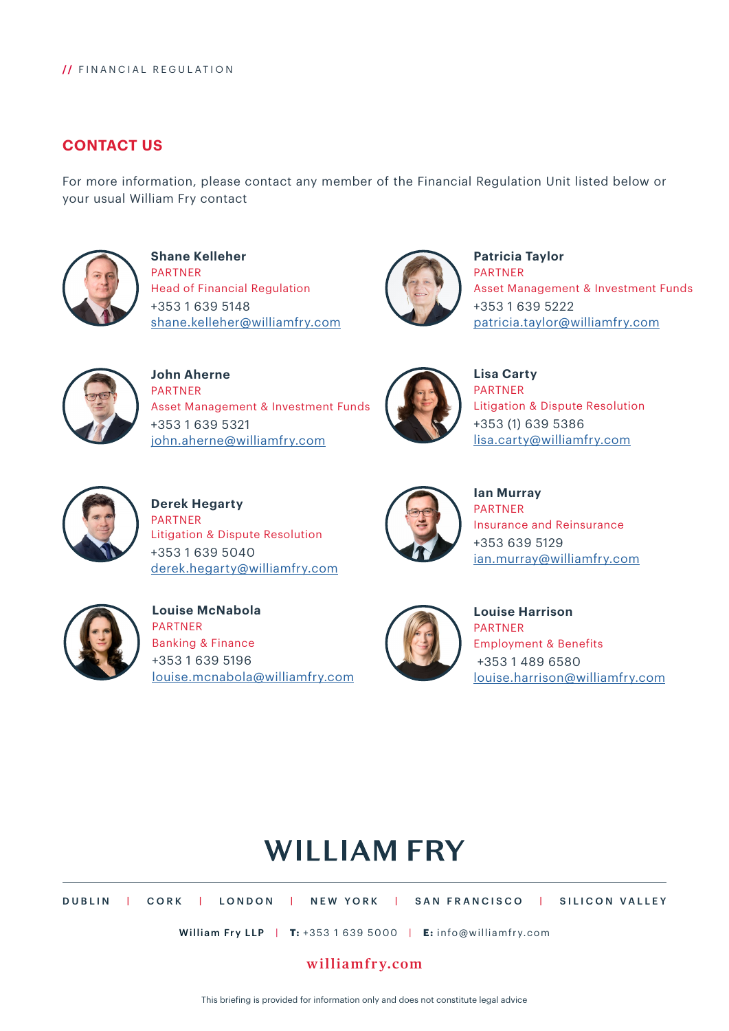## CONTACT US

For more information, please contact any member of the Financial Regulation Unit listed below or your usual William Fry contact

**Shane Kelleher**
PARTNER
Head of Financial Regulation
+353 1 639 5148
shane.kelleher@williamfry.com

**Patricia Taylor**
PARTNER
Asset Management & Investment Funds
+353 1 639 5222
patricia.taylor@williamfry.com

**John Aherne**
PARTNER
Asset Management & Investment Funds
+353 1 639 5321
john.aherne@williamfry.com

**Lisa Carty**
PARTNER
Litigation & Dispute Resolution
+353 (1) 639 5386
lisa.carty@williamfry.com

**Derek Hegarty**
PARTNER
Litigation & Dispute Resolution
+353 1 639 5040
derek.hegarty@williamfry.com

**Ian Murray**
PARTNER
Insurance and Reinsurance
+353 639 5129
ian.murray@williamfry.com

**Louise McNabola**
PARTNER
Banking & Finance
+353 1 639 5196
louise.mcnabola@williamfry.com

**Louise Harrison**
PARTNER
Employment & Benefits
+353 1 489 6580
louise.harrison@williamfry.com

**WILLIAM FRY**

DUBLIN | CORK | LONDON | NEW YORK | SAN FRANCISCO | SILICON VALLEY

**William Fry LLP** | **T:** +353 1 639 5000 | **E:** info@williamfry.com

williamfry.com

This briefing is provided for information only and does not constitute legal advice